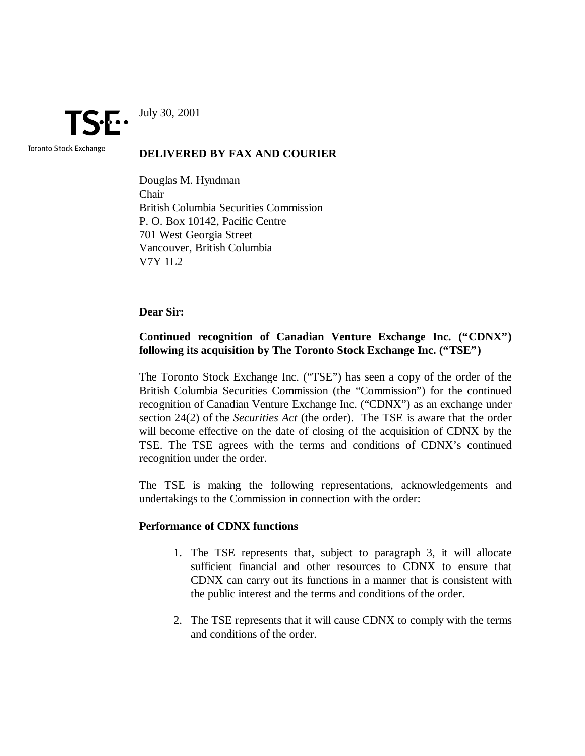TSE
Toronto Stock Exchange

July 30, 2001

**DELIVERED BY FAX AND COURIER**

Douglas M. Hyndman
Chair
British Columbia Securities Commission
P. O. Box 10142, Pacific Centre
701 West Georgia Street
Vancouver, British Columbia
V7Y 1L2

**Dear Sir:**

**Continued recognition of Canadian Venture Exchange Inc. ("CDNX") following its acquisition by The Toronto Stock Exchange Inc. ("TSE")**

The Toronto Stock Exchange Inc. ("TSE") has seen a copy of the order of the British Columbia Securities Commission (the "Commission") for the continued recognition of Canadian Venture Exchange Inc. ("CDNX") as an exchange under section 24(2) of the *Securities Act* (the order). The TSE is aware that the order will become effective on the date of closing of the acquisition of CDNX by the TSE. The TSE agrees with the terms and conditions of CDNX's continued recognition under the order.

The TSE is making the following representations, acknowledgements and undertakings to the Commission in connection with the order:

**Performance of CDNX functions**

1. The TSE represents that, subject to paragraph 3, it will allocate sufficient financial and other resources to CDNX to ensure that CDNX can carry out its functions in a manner that is consistent with the public interest and the terms and conditions of the order.

2. The TSE represents that it will cause CDNX to comply with the terms and conditions of the order.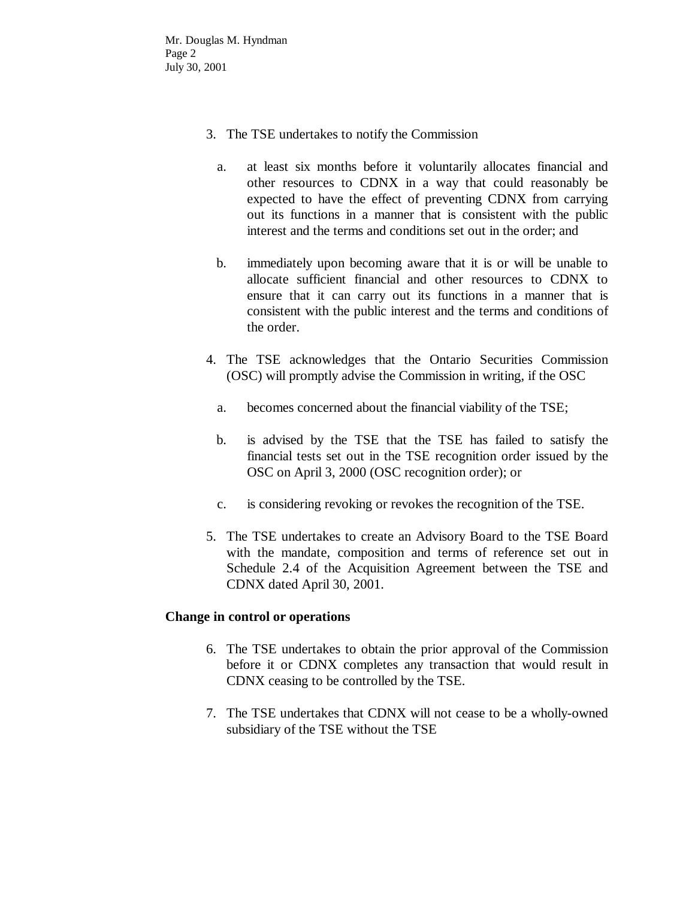3. The TSE undertakes to notify the Commission

   a. at least six months before it voluntarily allocates financial and other resources to CDNX in a way that could reasonably be expected to have the effect of preventing CDNX from carrying out its functions in a manner that is consistent with the public interest and the terms and conditions set out in the order; and

   b. immediately upon becoming aware that it is or will be unable to allocate sufficient financial and other resources to CDNX to ensure that it can carry out its functions in a manner that is consistent with the public interest and the terms and conditions of the order.

4. The TSE acknowledges that the Ontario Securities Commission (OSC) will promptly advise the Commission in writing, if the OSC

   a. becomes concerned about the financial viability of the TSE;

   b. is advised by the TSE that the TSE has failed to satisfy the financial tests set out in the TSE recognition order issued by the OSC on April 3, 2000 (OSC recognition order); or

   c. is considering revoking or revokes the recognition of the TSE.

5. The TSE undertakes to create an Advisory Board to the TSE Board with the mandate, composition and terms of reference set out in Schedule 2.4 of the Acquisition Agreement between the TSE and CDNX dated April 30, 2001.

**Change in control or operations**

6. The TSE undertakes to obtain the prior approval of the Commission before it or CDNX completes any transaction that would result in CDNX ceasing to be controlled by the TSE.

7. The TSE undertakes that CDNX will not cease to be a wholly-owned subsidiary of the TSE without the TSE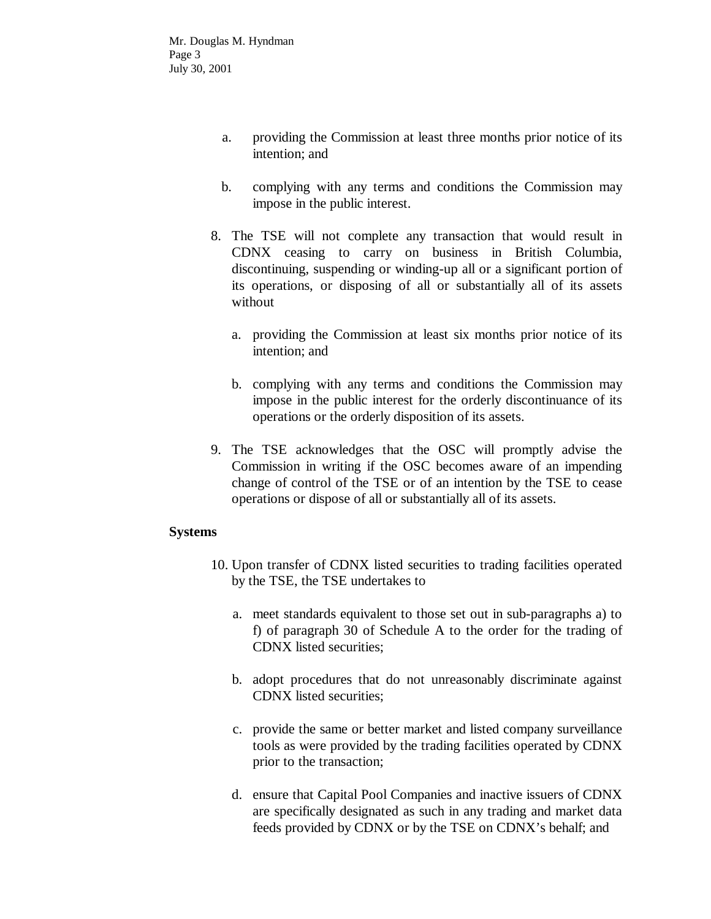a. providing the Commission at least three months prior notice of its intention; and

b. complying with any terms and conditions the Commission may impose in the public interest.

8. The TSE will not complete any transaction that would result in CDNX ceasing to carry on business in British Columbia, discontinuing, suspending or winding-up all or a significant portion of its operations, or disposing of all or substantially all of its assets without

   a. providing the Commission at least six months prior notice of its intention; and

   b. complying with any terms and conditions the Commission may impose in the public interest for the orderly discontinuance of its operations or the orderly disposition of its assets.

9. The TSE acknowledges that the OSC will promptly advise the Commission in writing if the OSC becomes aware of an impending change of control of the TSE or of an intention by the TSE to cease operations or dispose of all or substantially all of its assets.

**Systems**

10. Upon transfer of CDNX listed securities to trading facilities operated by the TSE, the TSE undertakes to

    a. meet standards equivalent to those set out in sub-paragraphs a) to f) of paragraph 30 of Schedule A to the order for the trading of CDNX listed securities;

    b. adopt procedures that do not unreasonably discriminate against CDNX listed securities;

    c. provide the same or better market and listed company surveillance tools as were provided by the trading facilities operated by CDNX prior to the transaction;

    d. ensure that Capital Pool Companies and inactive issuers of CDNX are specifically designated as such in any trading and market data feeds provided by CDNX or by the TSE on CDNX's behalf; and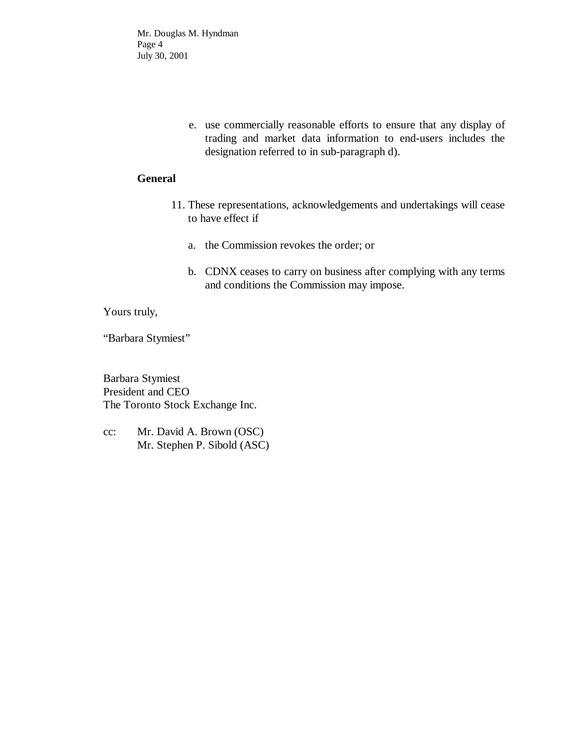e. use commercially reasonable efforts to ensure that any display of trading and market data information to end-users includes the designation referred to in sub-paragraph d).

**General**

11. These representations, acknowledgements and undertakings will cease to have effect if

    a. the Commission revokes the order; or

    b. CDNX ceases to carry on business after complying with any terms and conditions the Commission may impose.

Yours truly,

"Barbara Stymiest"

Barbara Stymiest
President and CEO
The Toronto Stock Exchange Inc.

cc: Mr. David A. Brown (OSC)
Mr. Stephen P. Sibold (ASC)